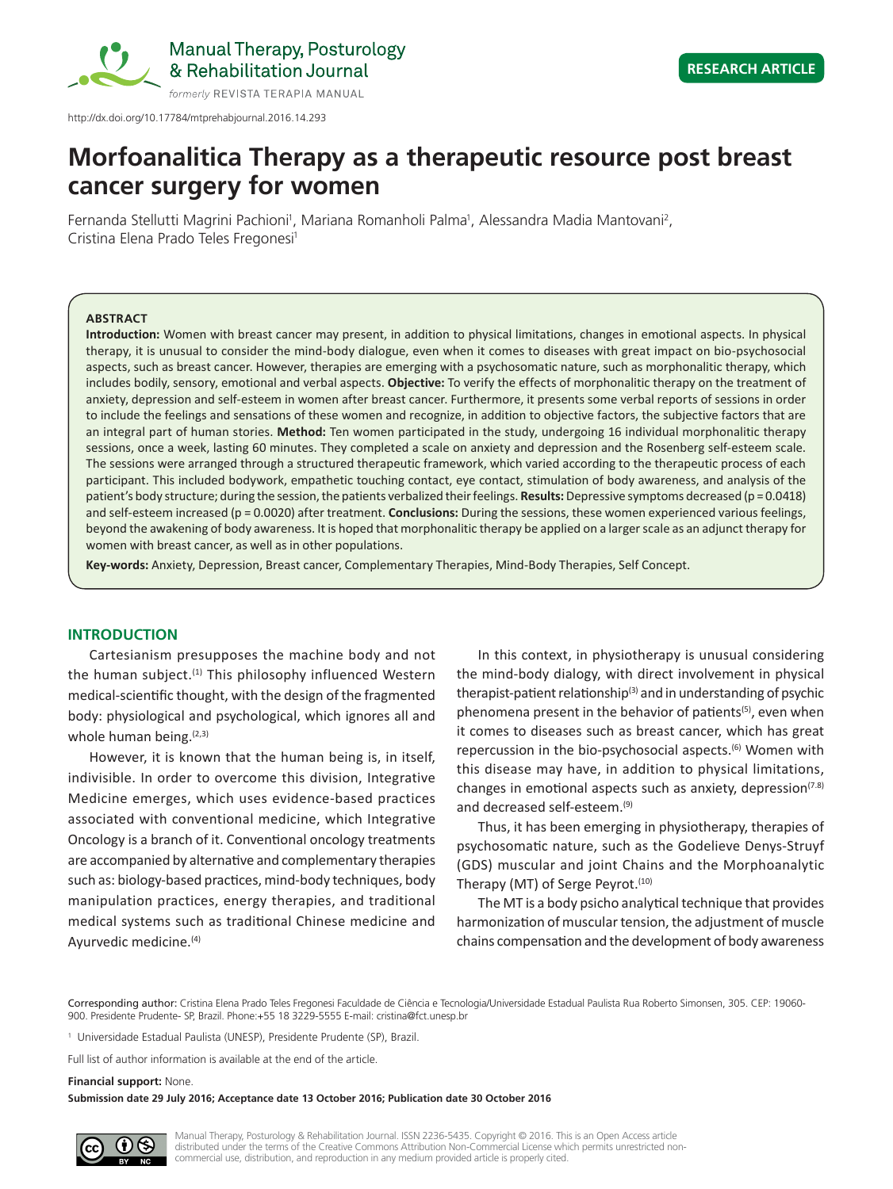http://dx.doi.org/10.17784/mtprehabjournal.2016.14.293

RESEARCH ARTICLE

# Morfoanalitica Therapy as a therapeutic resource post breast cancer surgery for women

Fernanda Stellutti Magrini Pachioni[1], Mariana Romanholi Palma[1], Alessandra Madia Mantovani[2], Cristina Elena Prado Teles Fregonesi[1]

## ABSTRACT

**Introduction:** Women with breast cancer may present, in addition to physical limitations, changes in emotional aspects. In physical therapy, it is unusual to consider the mind-body dialogue, even when it comes to diseases with great impact on bio-psychosocial aspects, such as breast cancer. However, therapies are emerging with a psychosomatic nature, such as morphonalitic therapy, which includes bodily, sensory, emotional and verbal aspects. **Objective:** To verify the effects of morphonalitic therapy on the treatment of anxiety, depression and self-esteem in women after breast cancer. Furthermore, it presents some verbal reports of sessions in order to include the feelings and sensations of these women and recognize, in addition to objective factors, the subjective factors that are an integral part of human stories. **Method:** Ten women participated in the study, undergoing 16 individual morphonalitic therapy sessions, once a week, lasting 60 minutes. They completed a scale on anxiety and depression and the Rosenberg self-esteem scale. The sessions were arranged through a structured therapeutic framework, which varied according to the therapeutic process of each participant. This included bodywork, empathetic touching contact, eye contact, stimulation of body awareness, and analysis of the patient's body structure; during the session, the patients verbalized their feelings. **Results:** Depressive symptoms decreased ($p = 0.0418$) and self-esteem increased ($p = 0.0020$) after treatment. **Conclusions:** During the sessions, these women experienced various feelings, beyond the awakening of body awareness. It is hoped that morphonalitic therapy be applied on a larger scale as an adjunct therapy for women with breast cancer, as well as in other populations.

**Key-words:** Anxiety, Depression, Breast cancer, Complementary Therapies, Mind-Body Therapies, Self Concept.

## INTRODUCTION

Cartesianism presupposes the machine body and not the human subject.[1] This philosophy influenced Western medical-scientific thought, with the design of the fragmented body: physiological and psychological, which ignores all and whole human being.[2,3]

However, it is known that the human being is, in itself, indivisible. In order to overcome this division, Integrative Medicine emerges, which uses evidence-based practices associated with conventional medicine, which Integrative Oncology is a branch of it. Conventional oncology treatments are accompanied by alternative and complementary therapies such as: biology-based practices, mind-body techniques, body manipulation practices, energy therapies, and traditional medical systems such as traditional Chinese medicine and Ayurvedic medicine.[4]

In this context, in physiotherapy is unusual considering the mind-body dialogy, with direct involvement in physical therapist-patient relationship[3] and in understanding of psychic phenomena present in the behavior of patients[5], even when it comes to diseases such as breast cancer, which has great repercussion in the bio-psychosocial aspects.[6] Women with this disease may have, in addition to physical limitations, changes in emotional aspects such as anxiety, depression[7,8] and decreased self-esteem.[9]

Thus, it has been emerging in physiotherapy, therapies of psychosomatic nature, such as the Godelieve Denys-Struyf (GDS) muscular and joint Chains and the Morphoanalytic Therapy (MT) of Serge Peyrot.[10]

The MT is a body psicho analytical technique that provides harmonization of muscular tension, the adjustment of muscle chains compensation and the development of body awareness

Corresponding author: Cristina Elena Prado Teles Fregonesi Faculdade de Ciência e Tecnologia/Universidade Estadual Paulista Rua Roberto Simonsen, 305. CEP: 19060-900. Presidente Prudente- SP, Brazil. Phone:+55 18 3229-5555 E-mail: cristina@fct.unesp.br

[1] Universidade Estadual Paulista (UNESP), Presidente Prudente (SP), Brazil.

Full list of author information is available at the end of the article.

**Financial support:** None.

**Submission date 29 July 2016; Acceptance date 13 October 2016; Publication date 30 October 2016**

Manual Therapy, Posturology & Rehabilitation Journal. ISSN 2236-5435. Copyright © 2016. This is an Open Access article distributed under the terms of the Creative Commons Attribution Non-Commercial License which permits unrestricted non-commercial use, distribution, and reproduction in any medium provided article is properly cited.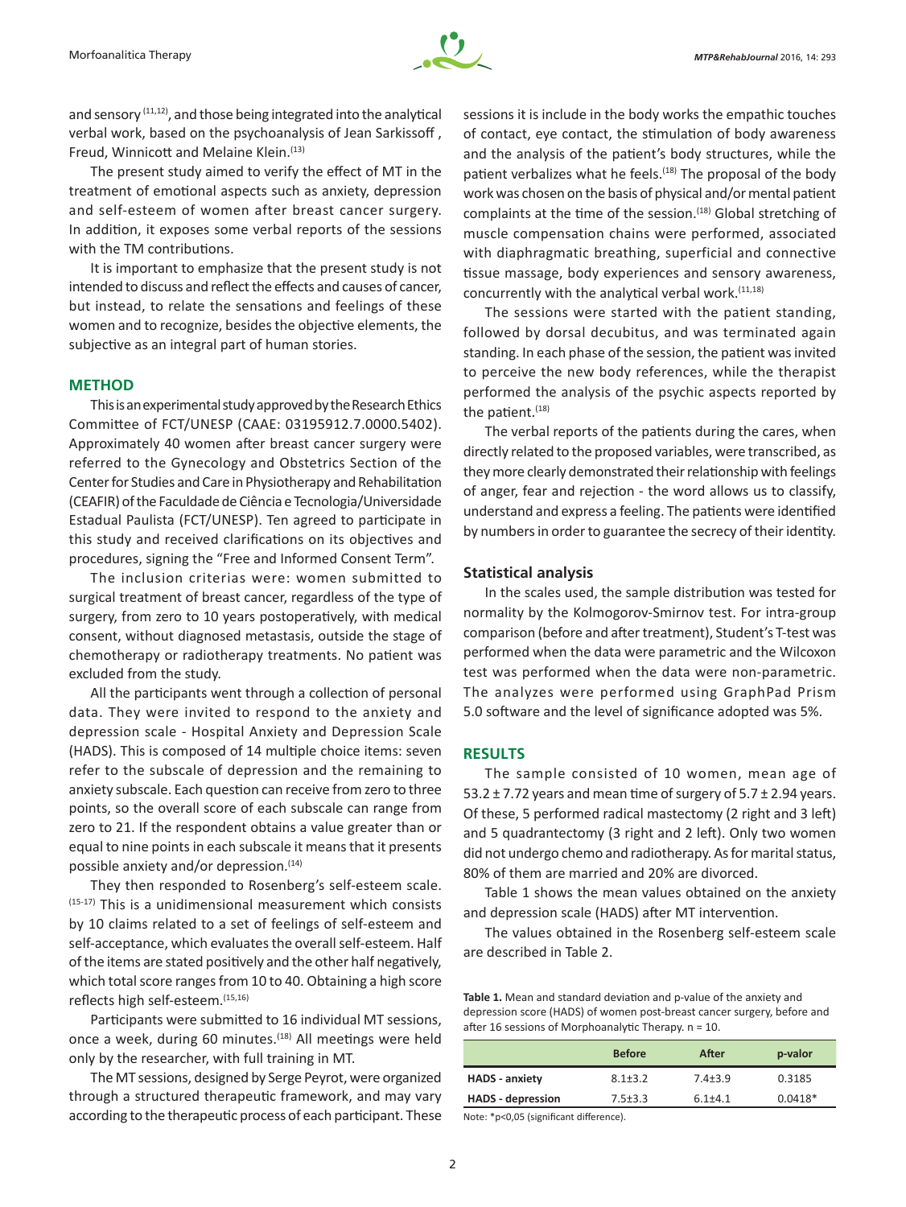and sensory [11,12], and those being integrated into the analytical verbal work, based on the psychoanalysis of Jean Sarkissoff , Freud, Winnicott and Melaine Klein.[13]

The present study aimed to verify the effect of MT in the treatment of emotional aspects such as anxiety, depression and self-esteem of women after breast cancer surgery. In addition, it exposes some verbal reports of the sessions with the TM contributions.

It is important to emphasize that the present study is not intended to discuss and reflect the effects and causes of cancer, but instead, to relate the sensations and feelings of these women and to recognize, besides the objective elements, the subjective as an integral part of human stories.

## METHOD

This is an experimental study approved by the Research Ethics Committee of FCT/UNESP (CAAE: 03195912.7.0000.5402). Approximately 40 women after breast cancer surgery were referred to the Gynecology and Obstetrics Section of the Center for Studies and Care in Physiotherapy and Rehabilitation (CEAFIR) of the Faculdade de Ciência e Tecnologia/Universidade Estadual Paulista (FCT/UNESP). Ten agreed to participate in this study and received clarifications on its objectives and procedures, signing the "Free and Informed Consent Term".

The inclusion criterias were: women submitted to surgical treatment of breast cancer, regardless of the type of surgery, from zero to 10 years postoperatively, with medical consent, without diagnosed metastasis, outside the stage of chemotherapy or radiotherapy treatments. No patient was excluded from the study.

All the participants went through a collection of personal data. They were invited to respond to the anxiety and depression scale - Hospital Anxiety and Depression Scale (HADS). This is composed of 14 multiple choice items: seven refer to the subscale of depression and the remaining to anxiety subscale. Each question can receive from zero to three points, so the overall score of each subscale can range from zero to 21. If the respondent obtains a value greater than or equal to nine points in each subscale it means that it presents possible anxiety and/or depression.[14]

They then responded to Rosenberg's self-esteem scale.[15-17] This is a unidimensional measurement which consists by 10 claims related to a set of feelings of self-esteem and self-acceptance, which evaluates the overall self-esteem. Half of the items are stated positively and the other half negatively, which total score ranges from 10 to 40. Obtaining a high score reflects high self-esteem.[15,16]

Participants were submitted to 16 individual MT sessions, once a week, during 60 minutes.[18] All meetings were held only by the researcher, with full training in MT.

The MT sessions, designed by Serge Peyrot, were organized through a structured therapeutic framework, and may vary according to the therapeutic process of each participant. These sessions it is include in the body works the empathic touches of contact, eye contact, the stimulation of body awareness and the analysis of the patient's body structures, while the patient verbalizes what he feels.[18] The proposal of the body work was chosen on the basis of physical and/or mental patient complaints at the time of the session.[18] Global stretching of muscle compensation chains were performed, associated with diaphragmatic breathing, superficial and connective tissue massage, body experiences and sensory awareness, concurrently with the analytical verbal work.[11,18]

The sessions were started with the patient standing, followed by dorsal decubitus, and was terminated again standing. In each phase of the session, the patient was invited to perceive the new body references, while the therapist performed the analysis of the psychic aspects reported by the patient.[18]

The verbal reports of the patients during the cares, when directly related to the proposed variables, were transcribed, as they more clearly demonstrated their relationship with feelings of anger, fear and rejection - the word allows us to classify, understand and express a feeling. The patients were identified by numbers in order to guarantee the secrecy of their identity.

### Statistical analysis

In the scales used, the sample distribution was tested for normality by the Kolmogorov-Smirnov test. For intra-group comparison (before and after treatment), Student's T-test was performed when the data were parametric and the Wilcoxon test was performed when the data were non-parametric. The analyzes were performed using GraphPad Prism 5.0 software and the level of significance adopted was 5%.

## RESULTS

The sample consisted of 10 women, mean age of 53.2 ± 7.72 years and mean time of surgery of 5.7 ± 2.94 years. Of these, 5 performed radical mastectomy (2 right and 3 left) and 5 quadrantectomy (3 right and 2 left). Only two women did not undergo chemo and radiotherapy. As for marital status, 80% of them are married and 20% are divorced.

Table 1 shows the mean values obtained on the anxiety and depression scale (HADS) after MT intervention.

The values obtained in the Rosenberg self-esteem scale are described in Table 2.

**Table 1.** Mean and standard deviation and p-value of the anxiety and depression score (HADS) of women post-breast cancer surgery, before and after 16 sessions of Morphoanalytic Therapy. n = 10.

| | Before | After | p-valor |
|---|---|---|---|
| **HADS - anxiety** | 8.1±3.2 | 7.4±3.9 | 0.3185 |
| **HADS - depression** | 7.5±3.3 | 6.1±4.1 | 0.0418* |

Note: *p<0,05 (significant difference).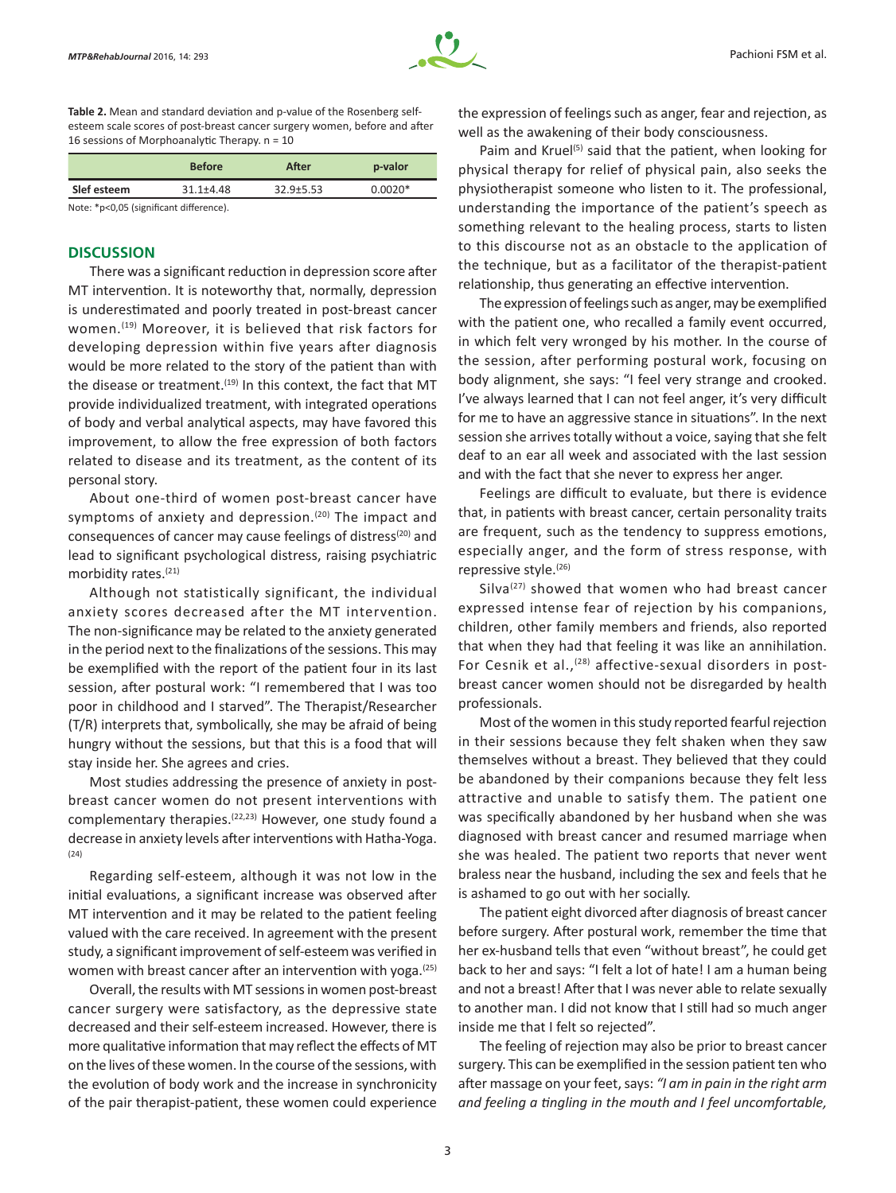**Table 2.** Mean and standard deviation and p-value of the Rosenberg self-esteem scale scores of post-breast cancer surgery women, before and after 16 sessions of Morphoanalytic Therapy. n = 10

| | Before | After | p-valor |
|---|---|---|---|
| Slef esteem | 31.1±4.48 | 32.9±5.53 | 0.0020* |

Note: *p<0,05 (significant difference).

## DISCUSSION

There was a significant reduction in depression score after MT intervention. It is noteworthy that, normally, depression is underestimated and poorly treated in post-breast cancer women.[19] Moreover, it is believed that risk factors for developing depression within five years after diagnosis would be more related to the story of the patient than with the disease or treatment.[19] In this context, the fact that MT provide individualized treatment, with integrated operations of body and verbal analytical aspects, may have favored this improvement, to allow the free expression of both factors related to disease and its treatment, as the content of its personal story.

About one-third of women post-breast cancer have symptoms of anxiety and depression.[20] The impact and consequences of cancer may cause feelings of distress[20] and lead to significant psychological distress, raising psychiatric morbidity rates.[21]

Although not statistically significant, the individual anxiety scores decreased after the MT intervention. The non-significance may be related to the anxiety generated in the period next to the finalizations of the sessions. This may be exemplified with the report of the patient four in its last session, after postural work: "I remembered that I was too poor in childhood and I starved". The Therapist/Researcher (T/R) interprets that, symbolically, she may be afraid of being hungry without the sessions, but that this is a food that will stay inside her. She agrees and cries.

Most studies addressing the presence of anxiety in post-breast cancer women do not present interventions with complementary therapies.[22,23] However, one study found a decrease in anxiety levels after interventions with Hatha-Yoga.[24]

Regarding self-esteem, although it was not low in the initial evaluations, a significant increase was observed after MT intervention and it may be related to the patient feeling valued with the care received. In agreement with the present study, a significant improvement of self-esteem was verified in women with breast cancer after an intervention with yoga.[25]

Overall, the results with MT sessions in women post-breast cancer surgery were satisfactory, as the depressive state decreased and their self-esteem increased. However, there is more qualitative information that may reflect the effects of MT on the lives of these women. In the course of the sessions, with the evolution of body work and the increase in synchronicity of the pair therapist-patient, these women could experience the expression of feelings such as anger, fear and rejection, as well as the awakening of their body consciousness.

Paim and Kruel[5] said that the patient, when looking for physical therapy for relief of physical pain, also seeks the physiotherapist someone who listen to it. The professional, understanding the importance of the patient's speech as something relevant to the healing process, starts to listen to this discourse not as an obstacle to the application of the technique, but as a facilitator of the therapist-patient relationship, thus generating an effective intervention.

The expression of feelings such as anger, may be exemplified with the patient one, who recalled a family event occurred, in which felt very wronged by his mother. In the course of the session, after performing postural work, focusing on body alignment, she says: "I feel very strange and crooked. I've always learned that I can not feel anger, it's very difficult for me to have an aggressive stance in situations". In the next session she arrives totally without a voice, saying that she felt deaf to an ear all week and associated with the last session and with the fact that she never to express her anger.

Feelings are difficult to evaluate, but there is evidence that, in patients with breast cancer, certain personality traits are frequent, such as the tendency to suppress emotions, especially anger, and the form of stress response, with repressive style.[26]

Silva[27] showed that women who had breast cancer expressed intense fear of rejection by his companions, children, other family members and friends, also reported that when they had that feeling it was like an annihilation. For Cesnik et al.,[28] affective-sexual disorders in post-breast cancer women should not be disregarded by health professionals.

Most of the women in this study reported fearful rejection in their sessions because they felt shaken when they saw themselves without a breast. They believed that they could be abandoned by their companions because they felt less attractive and unable to satisfy them. The patient one was specifically abandoned by her husband when she was diagnosed with breast cancer and resumed marriage when she was healed. The patient two reports that never went braless near the husband, including the sex and feels that he is ashamed to go out with her socially.

The patient eight divorced after diagnosis of breast cancer before surgery. After postural work, remember the time that her ex-husband tells that even "without breast", he could get back to her and says: "I felt a lot of hate! I am a human being and not a breast! After that I was never able to relate sexually to another man. I did not know that I still had so much anger inside me that I felt so rejected".

The feeling of rejection may also be prior to breast cancer surgery. This can be exemplified in the session patient ten who after massage on your feet, says: *"I am in pain in the right arm and feeling a tingling in the mouth and I feel uncomfortable,*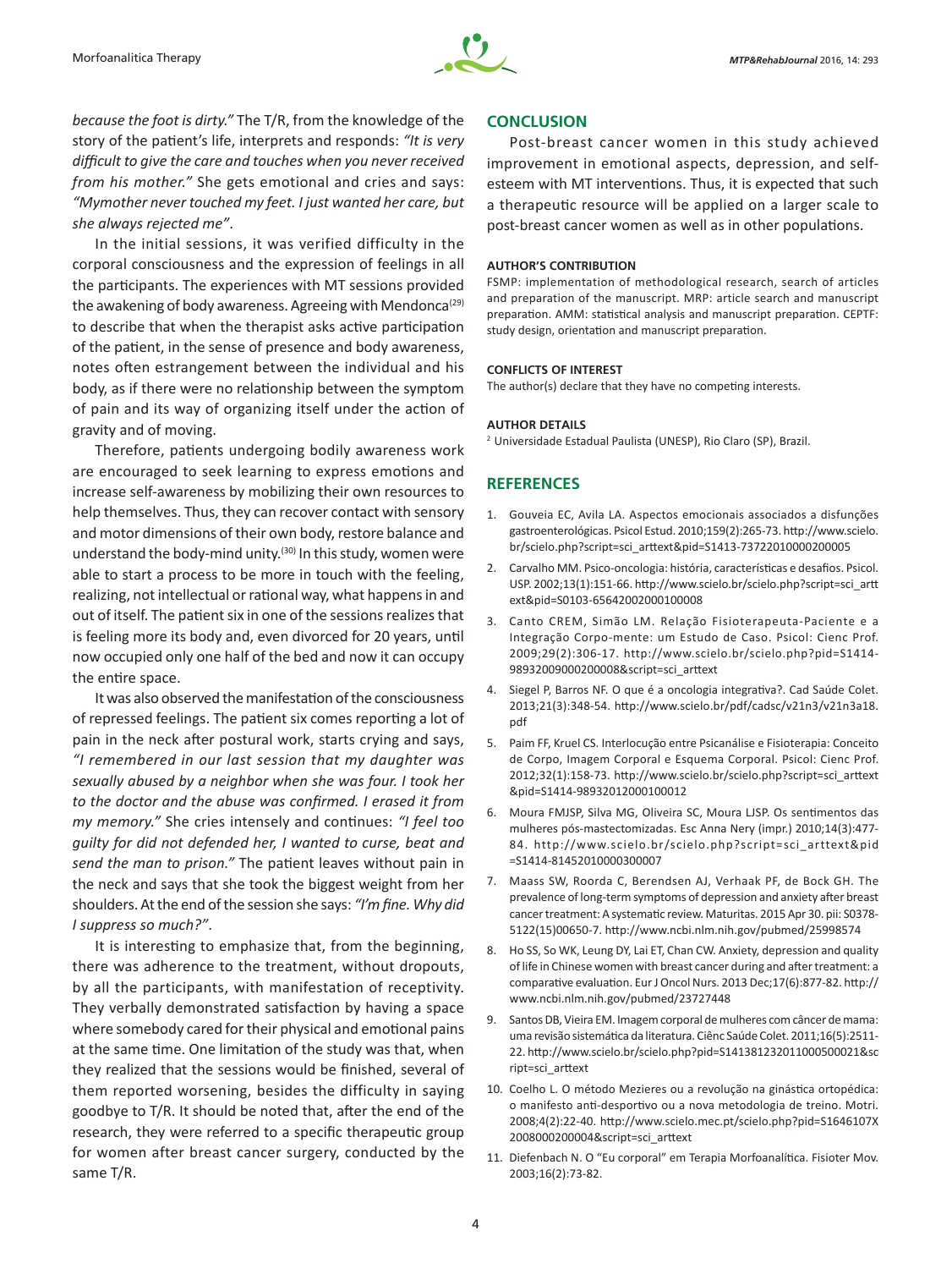*because the foot is dirty."* The T/R, from the knowledge of the story of the patient's life, interprets and responds: *"It is very difficult to give the care and touches when you never received from his mother."* She gets emotional and cries and says: *"Mymother never touched my feet. I just wanted her care, but she always rejected me"*.

In the initial sessions, it was verified difficulty in the corporal consciousness and the expression of feelings in all the participants. The experiences with MT sessions provided the awakening of body awareness. Agreeing with Mendonca[29] to describe that when the therapist asks active participation of the patient, in the sense of presence and body awareness, notes often estrangement between the individual and his body, as if there were no relationship between the symptom of pain and its way of organizing itself under the action of gravity and of moving.

Therefore, patients undergoing bodily awareness work are encouraged to seek learning to express emotions and increase self-awareness by mobilizing their own resources to help themselves. Thus, they can recover contact with sensory and motor dimensions of their own body, restore balance and understand the body-mind unity.[30] In this study, women were able to start a process to be more in touch with the feeling, realizing, not intellectual or rational way, what happens in and out of itself. The patient six in one of the sessions realizes that is feeling more its body and, even divorced for 20 years, until now occupied only one half of the bed and now it can occupy the entire space.

It was also observed the manifestation of the consciousness of repressed feelings. The patient six comes reporting a lot of pain in the neck after postural work, starts crying and says, *"I remembered in our last session that my daughter was sexually abused by a neighbor when she was four. I took her to the doctor and the abuse was confirmed. I erased it from my memory."* She cries intensely and continues: *"I feel too guilty for did not defended her, I wanted to curse, beat and send the man to prison."* The patient leaves without pain in the neck and says that she took the biggest weight from her shoulders. At the end of the session she says: *"I'm fine. Why did I suppress so much?"*.

It is interesting to emphasize that, from the beginning, there was adherence to the treatment, without dropouts, by all the participants, with manifestation of receptivity. They verbally demonstrated satisfaction by having a space where somebody cared for their physical and emotional pains at the same time. One limitation of the study was that, when they realized that the sessions would be finished, several of them reported worsening, besides the difficulty in saying goodbye to T/R. It should be noted that, after the end of the research, they were referred to a specific therapeutic group for women after breast cancer surgery, conducted by the same T/R.

## CONCLUSION

Post-breast cancer women in this study achieved improvement in emotional aspects, depression, and self-esteem with MT interventions. Thus, it is expected that such a therapeutic resource will be applied on a larger scale to post-breast cancer women as well as in other populations.

### AUTHOR'S CONTRIBUTION

FSMP: implementation of methodological research, search of articles and preparation of the manuscript. MRP: article search and manuscript preparation. AMM: statistical analysis and manuscript preparation. CEPTF: study design, orientation and manuscript preparation.

### CONFLICTS OF INTEREST

The author(s) declare that they have no competing interests.

### AUTHOR DETAILS

[2] Universidade Estadual Paulista (UNESP), Rio Claro (SP), Brazil.

## REFERENCES

1. Gouveia EC, Avila LA. Aspectos emocionais associados a disfunções gastroenterológicas. Psicol Estud. 2010;159(2):265-73. http://www.scielo.br/scielo.php?script=sci_arttext&pid=S1413-73722010000200005
2. Carvalho MM. Psico-oncologia: história, características e desafios. Psicol. USP. 2002;13(1):151-66. http://www.scielo.br/scielo.php?script=sci_arttext&pid=S0103-65642002000100008
3. Canto CREM, Simão LM. Relação Fisioterapeuta-Paciente e a Integração Corpo-mente: um Estudo de Caso. Psicol: Cienc Prof. 2009;29(2):306-17. http://www.scielo.br/scielo.php?pid=S1414-98932009000200008&script=sci_arttext
4. Siegel P, Barros NF. O que é a oncologia integrativa?. Cad Saúde Colet. 2013;21(3):348-54. http://www.scielo.br/pdf/cadsc/v21n3/v21n3a18.pdf
5. Paim FF, Kruel CS. Interlocução entre Psicanálise e Fisioterapia: Conceito de Corpo, Imagem Corporal e Esquema Corporal. Psicol: Cienc Prof. 2012;32(1):158-73. http://www.scielo.br/scielo.php?script=sci_arttext&pid=S1414-98932012000100012
6. Moura FMJSP, Silva MG, Oliveira SC, Moura LJSP. Os sentimentos das mulheres pós-mastectomizadas. Esc Anna Nery (impr.) 2010;14(3):477-84. http://www.scielo.br/scielo.php?script=sci_arttext&pid=S1414-81452010000300007
7. Maass SW, Roorda C, Berendsen AJ, Verhaak PF, de Bock GH. The prevalence of long-term symptoms of depression and anxiety after breast cancer treatment: A systematic review. Maturitas. 2015 Apr 30. pii: S0378-5122(15)00650-7. http://www.ncbi.nlm.nih.gov/pubmed/25998574
8. Ho SS, So WK, Leung DY, Lai ET, Chan CW. Anxiety, depression and quality of life in Chinese women with breast cancer during and after treatment: a comparative evaluation. Eur J Oncol Nurs. 2013 Dec;17(6):877-82. http://www.ncbi.nlm.nih.gov/pubmed/23727448
9. Santos DB, Vieira EM. Imagem corporal de mulheres com câncer de mama: uma revisão sistemática da literatura. Ciênc Saúde Colet. 2011;16(5):2511-22. http://www.scielo.br/scielo.php?pid=S141381232011000500021&script=sci_arttext
10. Coelho L. O método Mezieres ou a revolução na ginástica ortopédica: o manifesto anti-desportivo ou a nova metodologia de treino. Motri. 2008;4(2):22-40. http://www.scielo.mec.pt/scielo.php?pid=S1646107X2008000200004&script=sci_arttext
11. Diefenbach N. O "Eu corporal" em Terapia Morfoanalítica. Fisioter Mov. 2003;16(2):73-82.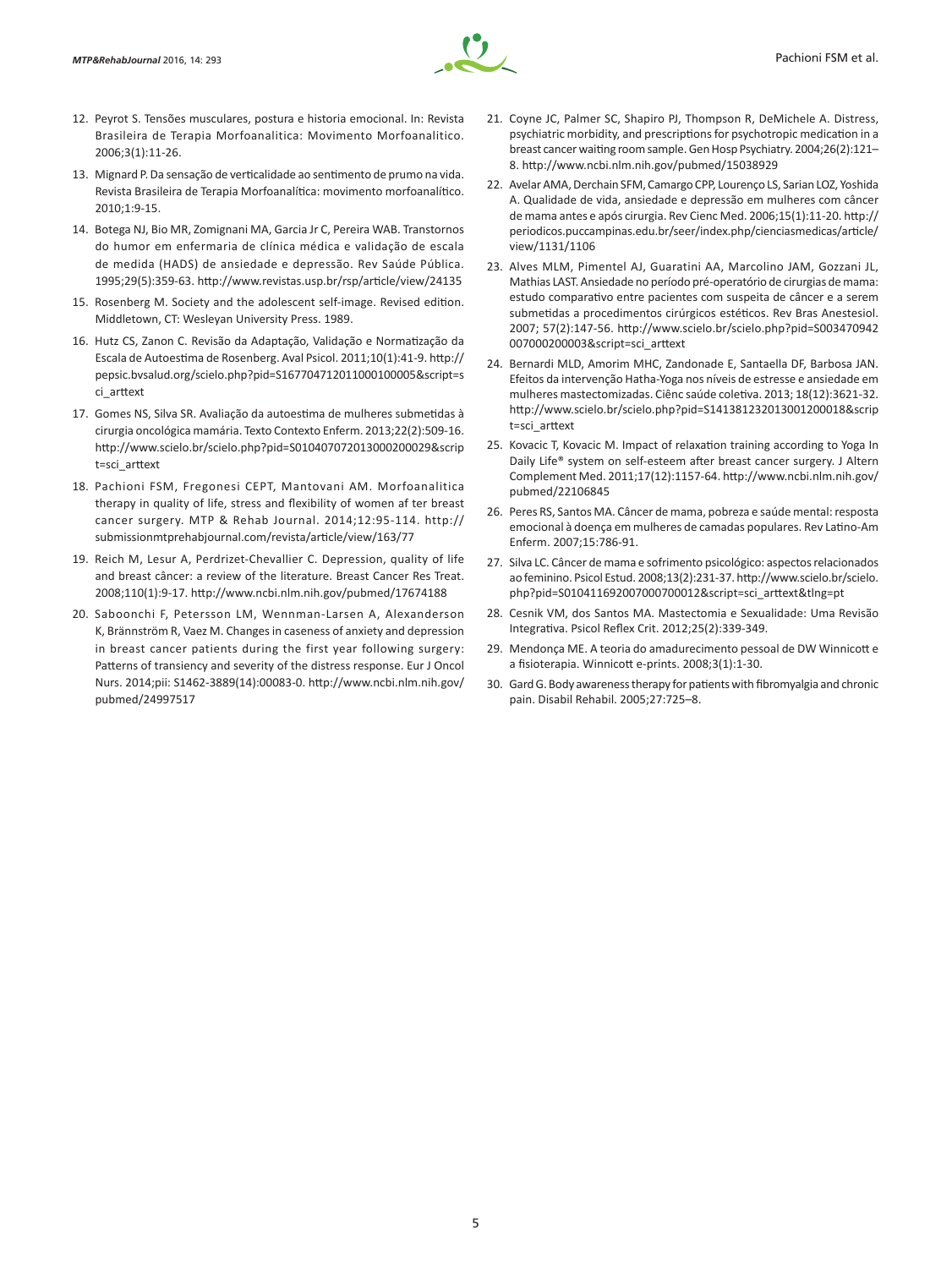12. Peyrot S. Tensões musculares, postura e historia emocional. In: Revista Brasileira de Terapia Morfoanalitica: Movimento Morfoanalitico. 2006;3(1):11-26.

13. Mignard P. Da sensação de verticalidade ao sentimento de prumo na vida. Revista Brasileira de Terapia Morfoanalítica: movimento morfoanalítico. 2010;1:9-15.

14. Botega NJ, Bio MR, Zomignani MA, Garcia Jr C, Pereira WAB. Transtornos do humor em enfermaria de clínica médica e validação de escala de medida (HADS) de ansiedade e depressão. Rev Saúde Pública. 1995;29(5):359-63. http://www.revistas.usp.br/rsp/article/view/24135

15. Rosenberg M. Society and the adolescent self-image. Revised edition. Middletown, CT: Wesleyan University Press. 1989.

16. Hutz CS, Zanon C. Revisão da Adaptação, Validação e Normatização da Escala de Autoestima de Rosenberg. Aval Psicol. 2011;10(1):41-9. http://pepsic.bvsalud.org/scielo.php?pid=S167704712011000100005&script=sci_arttext

17. Gomes NS, Silva SR. Avaliação da autoestima de mulheres submetidas à cirurgia oncológica mamária. Texto Contexto Enferm. 2013;22(2):509-16. http://www.scielo.br/scielo.php?pid=S010407072013000200029&script=sci_arttext

18. Pachioni FSM, Fregonesi CEPT, Mantovani AM. Morfoanalitica therapy in quality of life, stress and flexibility of women af ter breast cancer surgery. MTP & Rehab Journal. 2014;12:95-114. http://submissionmtprehabjournal.com/revista/article/view/163/77

19. Reich M, Lesur A, Perdrizet-Chevallier C. Depression, quality of life and breast câncer: a review of the literature. Breast Cancer Res Treat. 2008;110(1):9-17. http://www.ncbi.nlm.nih.gov/pubmed/17674188

20. Saboonchi F, Petersson LM, Wennman-Larsen A, Alexanderson K, Brännström R, Vaez M. Changes in caseness of anxiety and depression in breast cancer patients during the first year following surgery: Patterns of transiency and severity of the distress response. Eur J Oncol Nurs. 2014;pii: S1462-3889(14):00083-0. http://www.ncbi.nlm.nih.gov/pubmed/24997517

21. Coyne JC, Palmer SC, Shapiro PJ, Thompson R, DeMichele A. Distress, psychiatric morbidity, and prescriptions for psychotropic medication in a breast cancer waiting room sample. Gen Hosp Psychiatry. 2004;26(2):121–8. http://www.ncbi.nlm.nih.gov/pubmed/15038929

22. Avelar AMA, Derchain SFM, Camargo CPP, Lourenço LS, Sarian LOZ, Yoshida A. Qualidade de vida, ansiedade e depressão em mulheres com câncer de mama antes e após cirurgia. Rev Cienc Med. 2006;15(1):11-20. http://periodicos.puccampinas.edu.br/seer/index.php/cienciasmedicas/article/view/1131/1106

23. Alves MLM, Pimentel AJ, Guaratini AA, Marcolino JAM, Gozzani JL, Mathias LAST. Ansiedade no período pré-operatório de cirurgias de mama: estudo comparativo entre pacientes com suspeita de câncer e a serem submetidas a procedimentos cirúrgicos estéticos. Rev Bras Anestesiol. 2007; 57(2):147-56. http://www.scielo.br/scielo.php?pid=S003470942007000200003&script=sci_arttext

24. Bernardi MLD, Amorim MHC, Zandonade E, Santaella DF, Barbosa JAN. Efeitos da intervenção Hatha-Yoga nos níveis de estresse e ansiedade em mulheres mastectomizadas. Ciênc saúde coletiva. 2013; 18(12):3621-32. http://www.scielo.br/scielo.php?pid=S141381232013001200018&script=sci_arttext

25. Kovacic T, Kovacic M. Impact of relaxation training according to Yoga In Daily Life® system on self-esteem after breast cancer surgery. J Altern Complement Med. 2011;17(12):1157-64. http://www.ncbi.nlm.nih.gov/pubmed/22106845

26. Peres RS, Santos MA. Câncer de mama, pobreza e saúde mental: resposta emocional à doença em mulheres de camadas populares. Rev Latino-Am Enferm. 2007;15:786-91.

27. Silva LC. Câncer de mama e sofrimento psicológico: aspectos relacionados ao feminino. Psicol Estud. 2008;13(2):231-37. http://www.scielo.br/scielo.php?pid=S010411692007000700012&script=sci_arttext&tlng=pt

28. Cesnik VM, dos Santos MA. Mastectomia e Sexualidade: Uma Revisão Integrativa. Psicol Reflex Crit. 2012;25(2):339-349.

29. Mendonça ME. A teoria do amadurecimento pessoal de DW Winnicott e a fisioterapia. Winnicott e-prints. 2008;3(1):1-30.

30. Gard G. Body awareness therapy for patients with fibromyalgia and chronic pain. Disabil Rehabil. 2005;27:725–8.